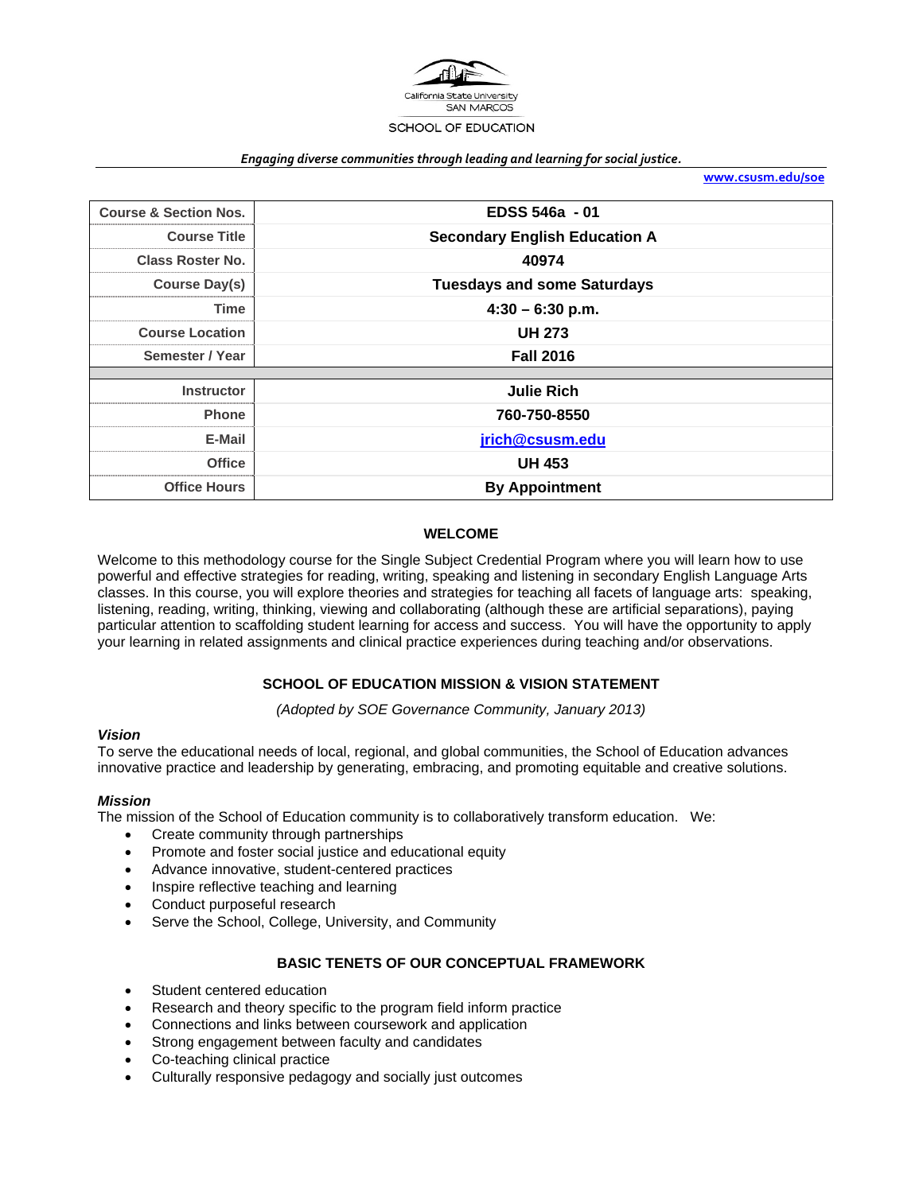California State University SAN MARCOS

SCHOOL OF EDUCATION

*Engaging diverse communities through leading and learning for social justice.*

www.csusm.edu/soe

| | |
|---|---|
| **Course & Section Nos.** | **EDSS 546a - 01** |
| **Course Title** | **Secondary English Education A** |
| **Class Roster No.** | **40974** |
| **Course Day(s)** | **Tuesdays and some Saturdays** |
| **Time** | **4:30 – 6:30 p.m.** |
| **Course Location** | **UH 273** |
| **Semester / Year** | **Fall 2016** |
| | |
| **Instructor** | **Julie Rich** |
| **Phone** | **760-750-8550** |
| **E-Mail** | **jrich@csusm.edu** |
| **Office** | **UH 453** |
| **Office Hours** | **By Appointment** |

## WELCOME

Welcome to this methodology course for the Single Subject Credential Program where you will learn how to use powerful and effective strategies for reading, writing, speaking and listening in secondary English Language Arts classes. In this course, you will explore theories and strategies for teaching all facets of language arts: speaking, listening, reading, writing, thinking, viewing and collaborating (although these are artificial separations), paying particular attention to scaffolding student learning for access and success. You will have the opportunity to apply your learning in related assignments and clinical practice experiences during teaching and/or observations.

## SCHOOL OF EDUCATION MISSION & VISION STATEMENT

*(Adopted by SOE Governance Community, January 2013)*

### *Vision*

To serve the educational needs of local, regional, and global communities, the School of Education advances innovative practice and leadership by generating, embracing, and promoting equitable and creative solutions.

### *Mission*

The mission of the School of Education community is to collaboratively transform education. We:

- Create community through partnerships
- Promote and foster social justice and educational equity
- Advance innovative, student-centered practices
- Inspire reflective teaching and learning
- Conduct purposeful research
- Serve the School, College, University, and Community

## BASIC TENETS OF OUR CONCEPTUAL FRAMEWORK

- Student centered education
- Research and theory specific to the program field inform practice
- Connections and links between coursework and application
- Strong engagement between faculty and candidates
- Co-teaching clinical practice
- Culturally responsive pedagogy and socially just outcomes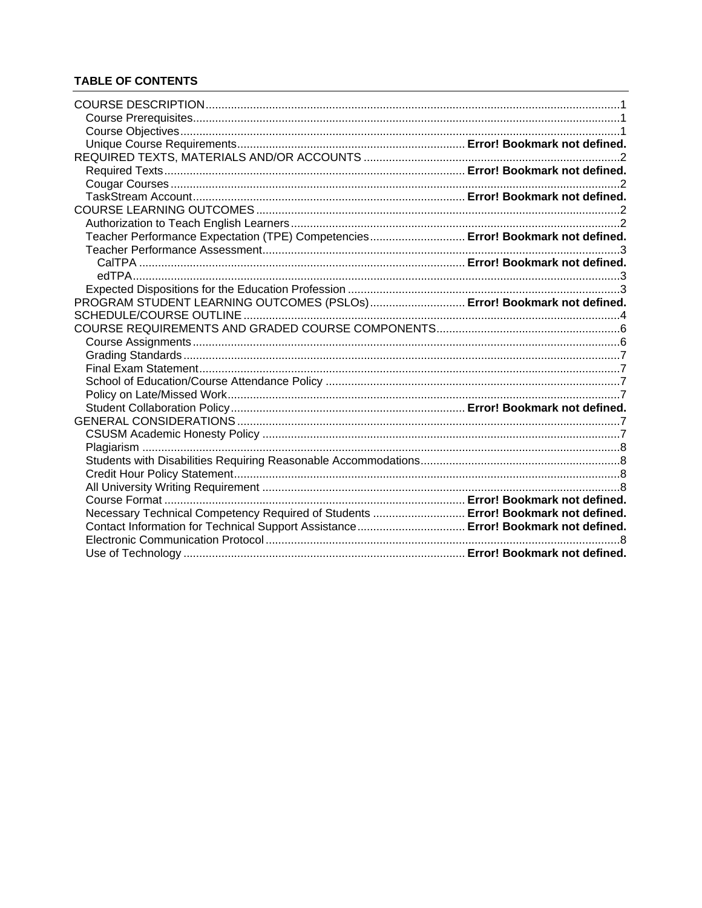**TABLE OF CONTENTS**

COURSE DESCRIPTION....1
- Course Prerequisites....1
- Course Objectives....1
- Unique Course Requirements.... **Error! Bookmark not defined.**

REQUIRED TEXTS, MATERIALS AND/OR ACCOUNTS....2
- Required Texts.... **Error! Bookmark not defined.**
- Cougar Courses....2
- TaskStream Account.... **Error! Bookmark not defined.**

COURSE LEARNING OUTCOMES....2
- Authorization to Teach English Learners....2
- Teacher Performance Expectation (TPE) Competencies.... **Error! Bookmark not defined.**
- Teacher Performance Assessment....3
  - CalTPA.... **Error! Bookmark not defined.**
  - edTPA....3
- Expected Dispositions for the Education Profession....3

PROGRAM STUDENT LEARNING OUTCOMES (PSLOs).... **Error! Bookmark not defined.**

SCHEDULE/COURSE OUTLINE....4

COURSE REQUIREMENTS AND GRADED COURSE COMPONENTS....6
- Course Assignments....6
- Grading Standards....7
- Final Exam Statement....7
- School of Education/Course Attendance Policy....7
- Policy on Late/Missed Work....7
- Student Collaboration Policy.... **Error! Bookmark not defined.**

GENERAL CONSIDERATIONS....7
- CSUSM Academic Honesty Policy....7
- Plagiarism....8
- Students with Disabilities Requiring Reasonable Accommodations....8
- Credit Hour Policy Statement....8
- All University Writing Requirement....8
- Course Format.... **Error! Bookmark not defined.**
- Necessary Technical Competency Required of Students.... **Error! Bookmark not defined.**
- Contact Information for Technical Support Assistance.... **Error! Bookmark not defined.**
- Electronic Communication Protocol....8
- Use of Technology.... **Error! Bookmark not defined.**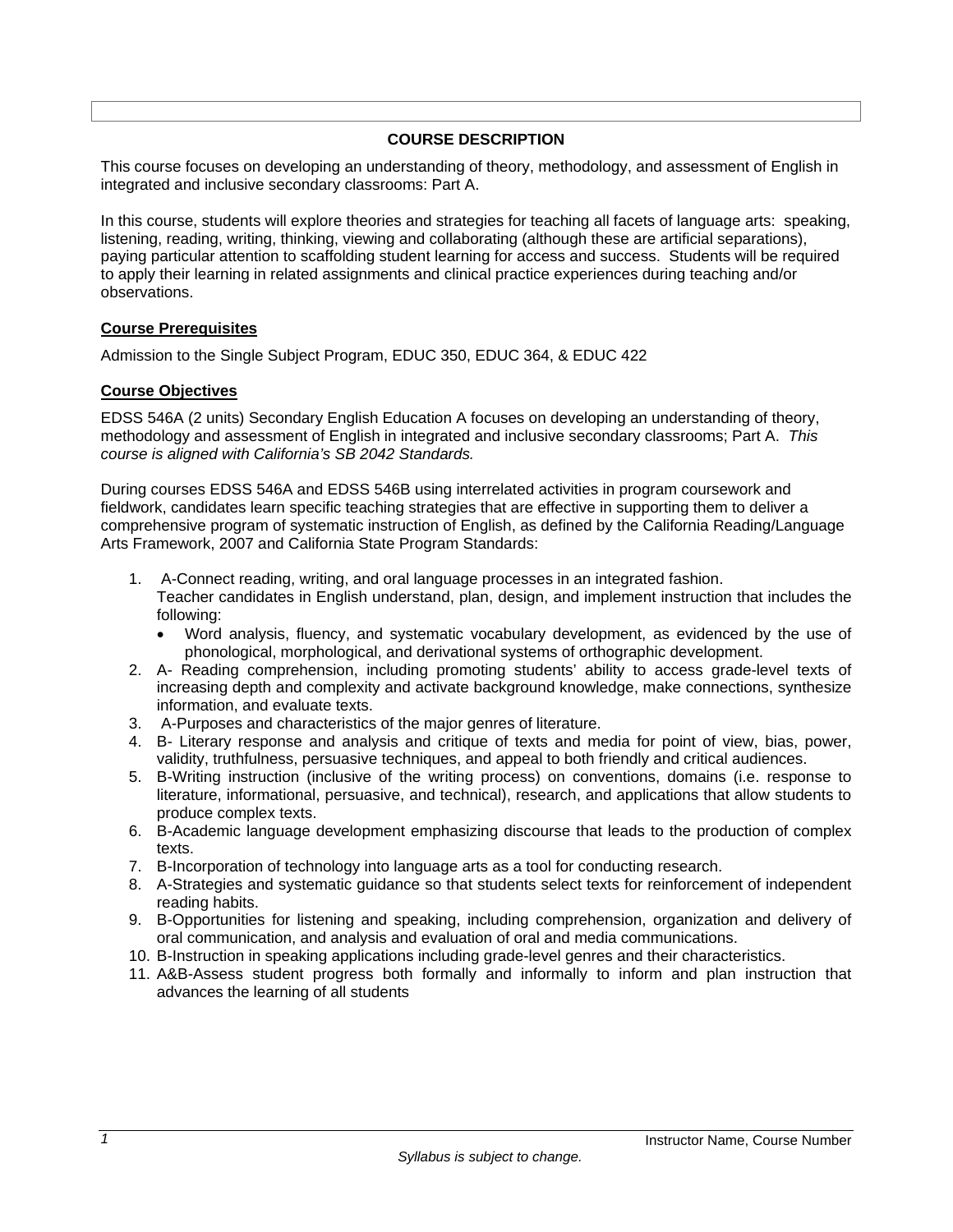## COURSE DESCRIPTION

This course focuses on developing an understanding of theory, methodology, and assessment of English in integrated and inclusive secondary classrooms: Part A.

In this course, students will explore theories and strategies for teaching all facets of language arts: speaking, listening, reading, writing, thinking, viewing and collaborating (although these are artificial separations), paying particular attention to scaffolding student learning for access and success. Students will be required to apply their learning in related assignments and clinical practice experiences during teaching and/or observations.

### Course Prerequisites

Admission to the Single Subject Program, EDUC 350, EDUC 364, & EDUC 422

### Course Objectives

EDSS 546A (2 units) Secondary English Education A focuses on developing an understanding of theory, methodology and assessment of English in integrated and inclusive secondary classrooms; Part A. *This course is aligned with California's SB 2042 Standards.*

During courses EDSS 546A and EDSS 546B using interrelated activities in program coursework and fieldwork, candidates learn specific teaching strategies that are effective in supporting them to deliver a comprehensive program of systematic instruction of English, as defined by the California Reading/Language Arts Framework, 2007 and California State Program Standards:

1. A-Connect reading, writing, and oral language processes in an integrated fashion.
   Teacher candidates in English understand, plan, design, and implement instruction that includes the following:
   - Word analysis, fluency, and systematic vocabulary development, as evidenced by the use of phonological, morphological, and derivational systems of orthographic development.
2. A- Reading comprehension, including promoting students' ability to access grade-level texts of increasing depth and complexity and activate background knowledge, make connections, synthesize information, and evaluate texts.
3. A-Purposes and characteristics of the major genres of literature.
4. B- Literary response and analysis and critique of texts and media for point of view, bias, power, validity, truthfulness, persuasive techniques, and appeal to both friendly and critical audiences.
5. B-Writing instruction (inclusive of the writing process) on conventions, domains (i.e. response to literature, informational, persuasive, and technical), research, and applications that allow students to produce complex texts.
6. B-Academic language development emphasizing discourse that leads to the production of complex texts.
7. B-Incorporation of technology into language arts as a tool for conducting research.
8. A-Strategies and systematic guidance so that students select texts for reinforcement of independent reading habits.
9. B-Opportunities for listening and speaking, including comprehension, organization and delivery of oral communication, and analysis and evaluation of oral and media communications.
10. B-Instruction in speaking applications including grade-level genres and their characteristics.
11. A&B-Assess student progress both formally and informally to inform and plan instruction that advances the learning of all students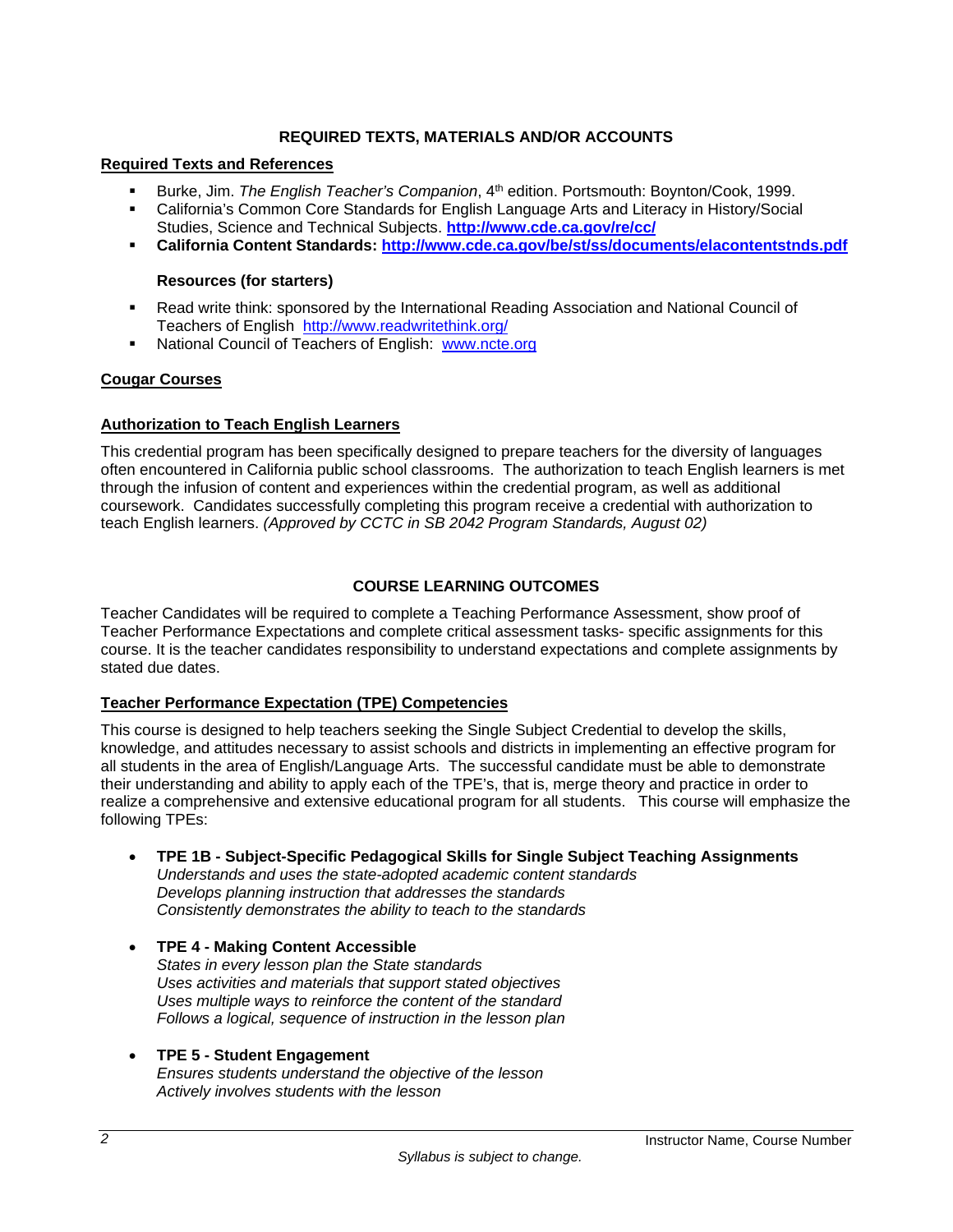## REQUIRED TEXTS, MATERIALS AND/OR ACCOUNTS

### Required Texts and References

- Burke, Jim. *The English Teacher's Companion*, 4th edition. Portsmouth: Boynton/Cook, 1999.
- California's Common Core Standards for English Language Arts and Literacy in History/Social Studies, Science and Technical Subjects. **http://www.cde.ca.gov/re/cc/**
- **California Content Standards: http://www.cde.ca.gov/be/st/ss/documents/elacontentstnds.pdf**

**Resources (for starters)**

- Read write think: sponsored by the International Reading Association and National Council of Teachers of English http://www.readwritethink.org/
- National Council of Teachers of English: www.ncte.org

### Cougar Courses

### Authorization to Teach English Learners

This credential program has been specifically designed to prepare teachers for the diversity of languages often encountered in California public school classrooms. The authorization to teach English learners is met through the infusion of content and experiences within the credential program, as well as additional coursework. Candidates successfully completing this program receive a credential with authorization to teach English learners. *(Approved by CCTC in SB 2042 Program Standards, August 02)*

## COURSE LEARNING OUTCOMES

Teacher Candidates will be required to complete a Teaching Performance Assessment, show proof of Teacher Performance Expectations and complete critical assessment tasks- specific assignments for this course. It is the teacher candidates responsibility to understand expectations and complete assignments by stated due dates.

### Teacher Performance Expectation (TPE) Competencies

This course is designed to help teachers seeking the Single Subject Credential to develop the skills, knowledge, and attitudes necessary to assist schools and districts in implementing an effective program for all students in the area of English/Language Arts. The successful candidate must be able to demonstrate their understanding and ability to apply each of the TPE's, that is, merge theory and practice in order to realize a comprehensive and extensive educational program for all students. This course will emphasize the following TPEs:

- **TPE 1B - Subject-Specific Pedagogical Skills for Single Subject Teaching Assignments**
  *Understands and uses the state-adopted academic content standards*
  *Develops planning instruction that addresses the standards*
  *Consistently demonstrates the ability to teach to the standards*

- **TPE 4 - Making Content Accessible**
  *States in every lesson plan the State standards*
  *Uses activities and materials that support stated objectives*
  *Uses multiple ways to reinforce the content of the standard*
  *Follows a logical, sequence of instruction in the lesson plan*

- **TPE 5 - Student Engagement**
  *Ensures students understand the objective of the lesson*
  *Actively involves students with the lesson*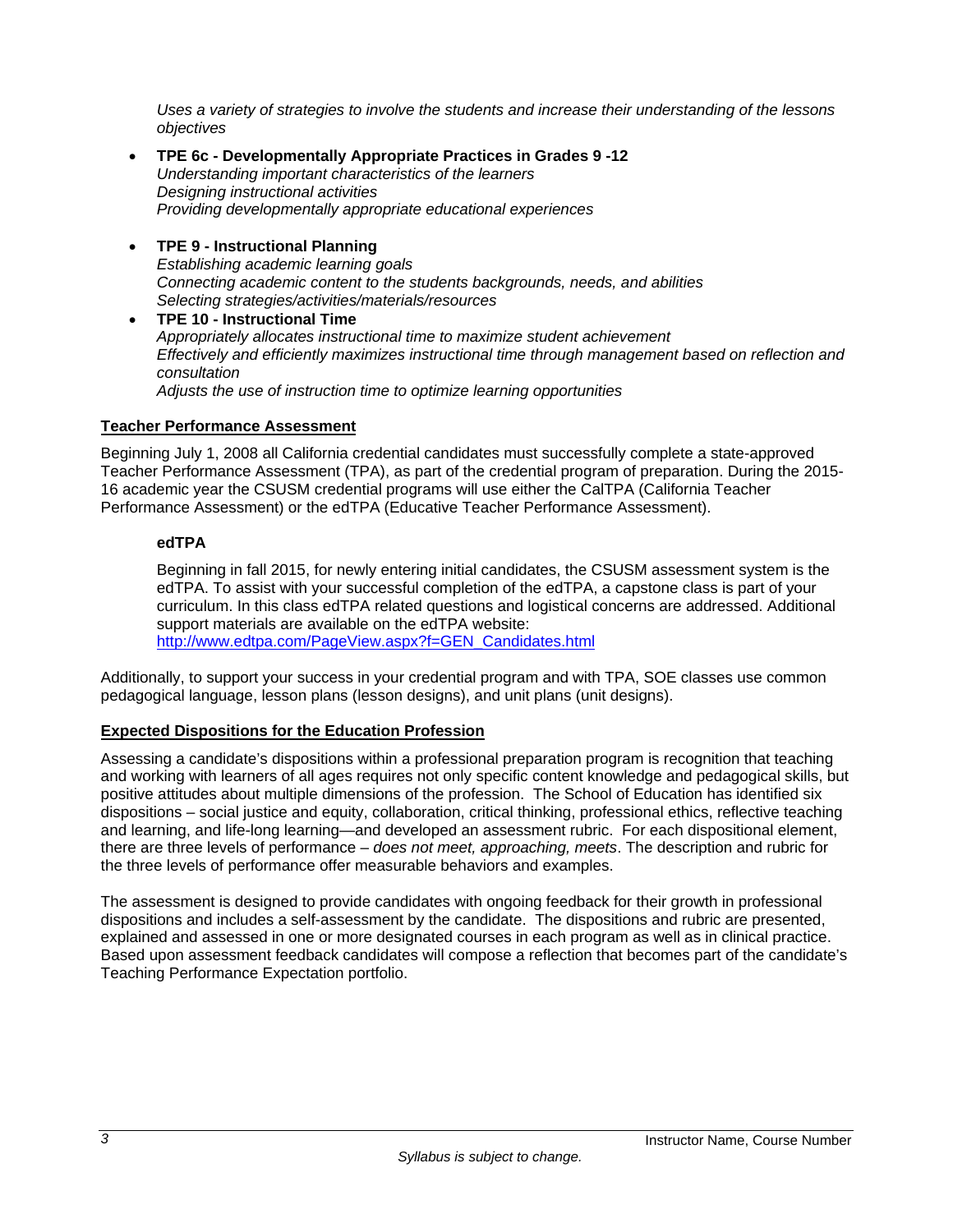*Uses a variety of strategies to involve the students and increase their understanding of the lessons objectives*

- **TPE 6c - Developmentally Appropriate Practices in Grades 9 -12**
  *Understanding important characteristics of the learners*
  *Designing instructional activities*
  *Providing developmentally appropriate educational experiences*

- **TPE 9 - Instructional Planning**
  *Establishing academic learning goals*
  *Connecting academic content to the students backgrounds, needs, and abilities*
  *Selecting strategies/activities/materials/resources*
- **TPE 10 - Instructional Time**
  *Appropriately allocates instructional time to maximize student achievement*
  *Effectively and efficiently maximizes instructional time through management based on reflection and consultation*
  *Adjusts the use of instruction time to optimize learning opportunities*

## Teacher Performance Assessment

Beginning July 1, 2008 all California credential candidates must successfully complete a state-approved Teacher Performance Assessment (TPA), as part of the credential program of preparation. During the 2015-16 academic year the CSUSM credential programs will use either the CalTPA (California Teacher Performance Assessment) or the edTPA (Educative Teacher Performance Assessment).

### edTPA

Beginning in fall 2015, for newly entering initial candidates, the CSUSM assessment system is the edTPA. To assist with your successful completion of the edTPA, a capstone class is part of your curriculum. In this class edTPA related questions and logistical concerns are addressed. Additional support materials are available on the edTPA website:
http://www.edtpa.com/PageView.aspx?f=GEN_Candidates.html

Additionally, to support your success in your credential program and with TPA, SOE classes use common pedagogical language, lesson plans (lesson designs), and unit plans (unit designs).

## Expected Dispositions for the Education Profession

Assessing a candidate's dispositions within a professional preparation program is recognition that teaching and working with learners of all ages requires not only specific content knowledge and pedagogical skills, but positive attitudes about multiple dimensions of the profession. The School of Education has identified six dispositions – social justice and equity, collaboration, critical thinking, professional ethics, reflective teaching and learning, and life-long learning—and developed an assessment rubric. For each dispositional element, there are three levels of performance – *does not meet, approaching, meets*. The description and rubric for the three levels of performance offer measurable behaviors and examples.

The assessment is designed to provide candidates with ongoing feedback for their growth in professional dispositions and includes a self-assessment by the candidate. The dispositions and rubric are presented, explained and assessed in one or more designated courses in each program as well as in clinical practice. Based upon assessment feedback candidates will compose a reflection that becomes part of the candidate's Teaching Performance Expectation portfolio.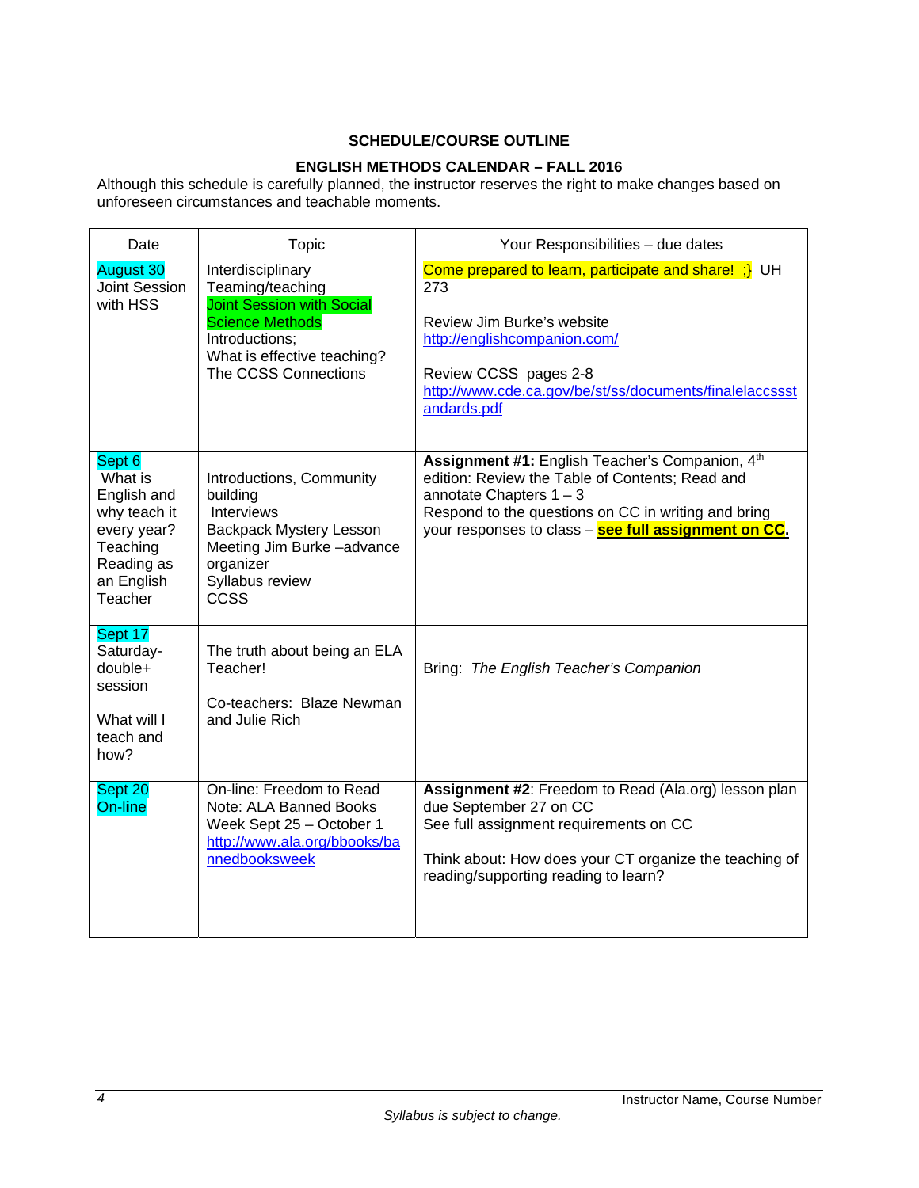**SCHEDULE/COURSE OUTLINE**

**ENGLISH METHODS CALENDAR – FALL 2016**

Although this schedule is carefully planned, the instructor reserves the right to make changes based on unforeseen circumstances and teachable moments.

| Date | Topic | Your Responsibilities – due dates |
|---|---|---|
| August 30<br>Joint Session with HSS | Interdisciplinary Teaming/teaching<br>Joint Session with Social Science Methods<br>Introductions;<br>What is effective teaching?<br>The CCSS Connections | Come prepared to learn, participate and share! ;} UH 273<br><br>Review Jim Burke's website http://englishcompanion.com/<br><br>Review CCSS pages 2-8 http://www.cde.ca.gov/be/st/ss/documents/finalelaccssstandards.pdf |
| Sept 6<br>What is English and why teach it every year?<br>Teaching Reading as an English Teacher | Introductions, Community building<br>Interviews<br>Backpack Mystery Lesson<br>Meeting Jim Burke –advance organizer<br>Syllabus review<br>CCSS | **Assignment #1:** English Teacher's Companion, 4th edition: Review the Table of Contents; Read and annotate Chapters 1 – 3<br>Respond to the questions on CC in writing and bring your responses to class – **see full assignment on CC.** |
| Sept 17<br>Saturday-double+ session<br><br>What will I teach and how? | The truth about being an ELA Teacher!<br><br>Co-teachers: Blaze Newman and Julie Rich | Bring: *The English Teacher's Companion* |
| Sept 20<br>On-line | On-line: Freedom to Read<br>Note: ALA Banned Books Week Sept 25 – October 1<br>http://www.ala.org/bbooks/bannedbooksweek | **Assignment #2**: Freedom to Read (Ala.org) lesson plan due September 27 on CC<br>See full assignment requirements on CC<br><br>Think about: How does your CT organize the teaching of reading/supporting reading to learn? |

*Syllabus is subject to change.*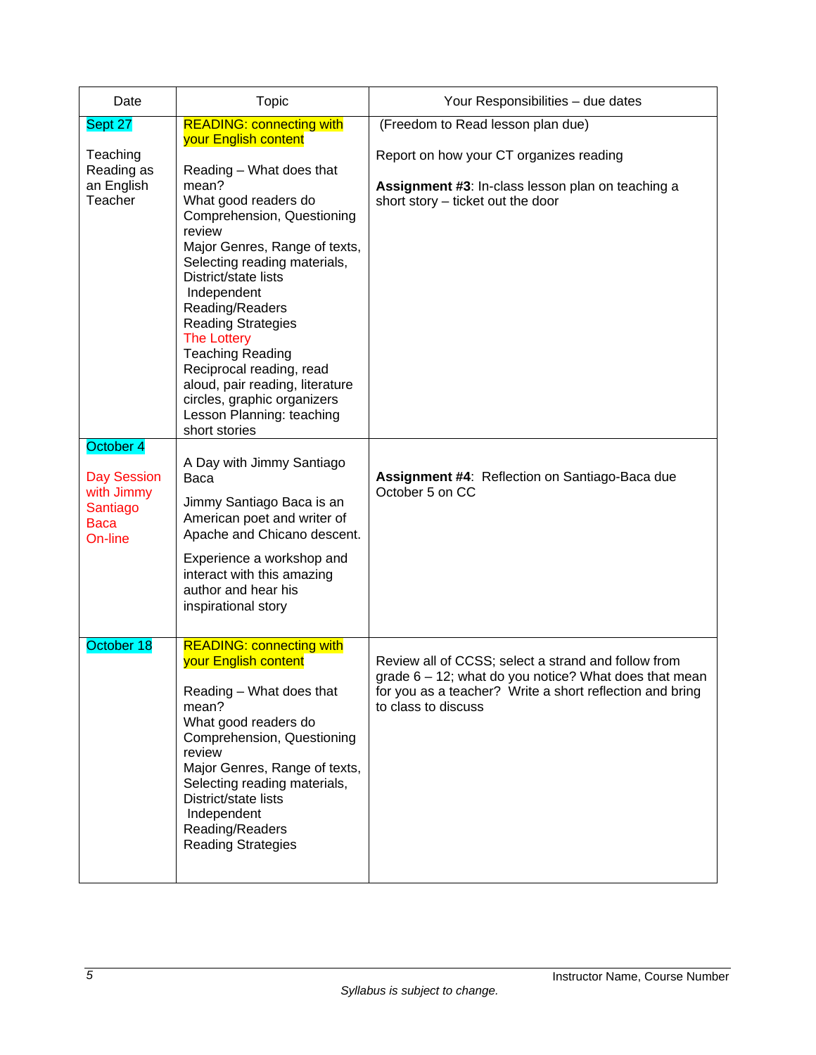| Date | Topic | Your Responsibilities – due dates |
|---|---|---|
| Sept 27<br><br>Teaching Reading as an English Teacher | READING: connecting with your English content<br><br>Reading – What does that mean?<br>What good readers do<br>Comprehension, Questioning review<br>Major Genres, Range of texts, Selecting reading materials, District/state lists<br>Independent Reading/Readers<br>Reading Strategies<br>The Lottery<br>Teaching Reading<br>Reciprocal reading, read aloud, pair reading, literature circles, graphic organizers<br>Lesson Planning: teaching short stories | (Freedom to Read lesson plan due)<br><br>Report on how your CT organizes reading<br><br>**Assignment #3**: In-class lesson plan on teaching a short story – ticket out the door |
| October 4<br><br>Day Session with Jimmy Santiago Baca On-line | A Day with Jimmy Santiago Baca<br><br>Jimmy Santiago Baca is an American poet and writer of Apache and Chicano descent.<br><br>Experience a workshop and interact with this amazing author and hear his inspirational story | **Assignment #4**: Reflection on Santiago-Baca due October 5 on CC |
| October 18 | READING: connecting with your English content<br><br>Reading – What does that mean?<br>What good readers do<br>Comprehension, Questioning review<br>Major Genres, Range of texts, Selecting reading materials, District/state lists<br>Independent Reading/Readers<br>Reading Strategies | Review all of CCSS; select a strand and follow from grade 6 – 12; what do you notice? What does that mean for you as a teacher? Write a short reflection and bring to class to discuss |

*Syllabus is subject to change.*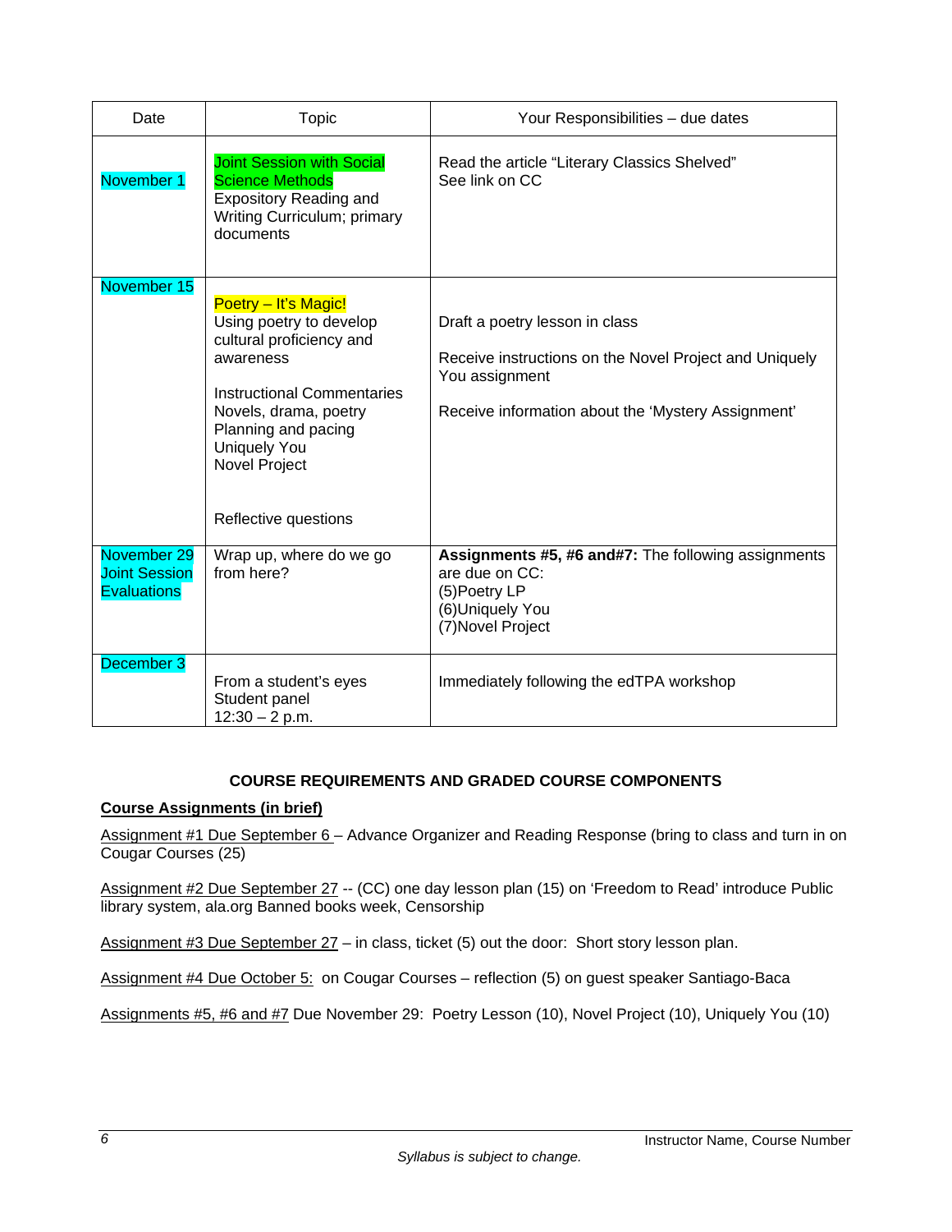| Date | Topic | Your Responsibilities – due dates |
| --- | --- | --- |
| November 1 | Joint Session with Social Science Methods<br>Expository Reading and Writing Curriculum; primary documents | Read the article "Literary Classics Shelved"<br>See link on CC |
| November 15 | Poetry – It's Magic!<br>Using poetry to develop cultural proficiency and awareness<br><br>Instructional Commentaries<br>Novels, drama, poetry<br>Planning and pacing<br>Uniquely You<br>Novel Project<br><br>Reflective questions | Draft a poetry lesson in class<br><br>Receive instructions on the Novel Project and Uniquely You assignment<br><br>Receive information about the 'Mystery Assignment' |
| November 29<br>Joint Session<br>Evaluations | Wrap up, where do we go from here? | **Assignments #5, #6 and#7:** The following assignments are due on CC:<br>(5)Poetry LP<br>(6)Uniquely You<br>(7)Novel Project |
| December 3 | From a student's eyes<br>Student panel<br>12:30 – 2 p.m. | Immediately following the edTPA workshop |

## COURSE REQUIREMENTS AND GRADED COURSE COMPONENTS

**Course Assignments (in brief)**

Assignment #1 Due September 6 – Advance Organizer and Reading Response (bring to class and turn in on Cougar Courses (25)

Assignment #2 Due September 27 -- (CC) one day lesson plan (15) on 'Freedom to Read' introduce Public library system, ala.org Banned books week, Censorship

Assignment #3 Due September 27 – in class, ticket (5) out the door: Short story lesson plan.

Assignment #4 Due October 5: on Cougar Courses – reflection (5) on guest speaker Santiago-Baca

Assignments #5, #6 and #7 Due November 29: Poetry Lesson (10), Novel Project (10), Uniquely You (10)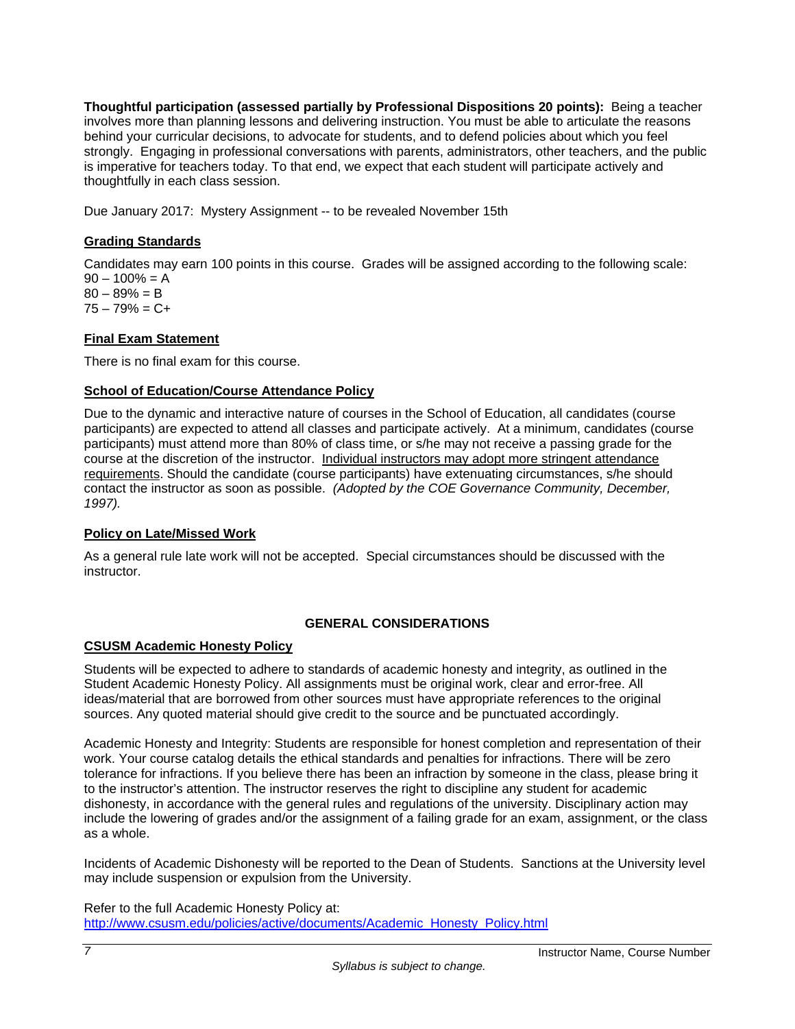**Thoughtful participation (assessed partially by Professional Dispositions 20 points):** Being a teacher involves more than planning lessons and delivering instruction. You must be able to articulate the reasons behind your curricular decisions, to advocate for students, and to defend policies about which you feel strongly. Engaging in professional conversations with parents, administrators, other teachers, and the public is imperative for teachers today. To that end, we expect that each student will participate actively and thoughtfully in each class session.

Due January 2017: Mystery Assignment -- to be revealed November 15th

## Grading Standards

Candidates may earn 100 points in this course. Grades will be assigned according to the following scale:
90 – 100% = A
80 – 89% = B
75 – 79% = C+

## Final Exam Statement

There is no final exam for this course.

## School of Education/Course Attendance Policy

Due to the dynamic and interactive nature of courses in the School of Education, all candidates (course participants) are expected to attend all classes and participate actively. At a minimum, candidates (course participants) must attend more than 80% of class time, or s/he may not receive a passing grade for the course at the discretion of the instructor. Individual instructors may adopt more stringent attendance requirements. Should the candidate (course participants) have extenuating circumstances, s/he should contact the instructor as soon as possible. *(Adopted by the COE Governance Community, December, 1997).*

## Policy on Late/Missed Work

As a general rule late work will not be accepted. Special circumstances should be discussed with the instructor.

# GENERAL CONSIDERATIONS

## CSUSM Academic Honesty Policy

Students will be expected to adhere to standards of academic honesty and integrity, as outlined in the Student Academic Honesty Policy. All assignments must be original work, clear and error-free. All ideas/material that are borrowed from other sources must have appropriate references to the original sources. Any quoted material should give credit to the source and be punctuated accordingly.

Academic Honesty and Integrity: Students are responsible for honest completion and representation of their work. Your course catalog details the ethical standards and penalties for infractions. There will be zero tolerance for infractions. If you believe there has been an infraction by someone in the class, please bring it to the instructor's attention. The instructor reserves the right to discipline any student for academic dishonesty, in accordance with the general rules and regulations of the university. Disciplinary action may include the lowering of grades and/or the assignment of a failing grade for an exam, assignment, or the class as a whole.

Incidents of Academic Dishonesty will be reported to the Dean of Students. Sanctions at the University level may include suspension or expulsion from the University.

Refer to the full Academic Honesty Policy at:
http://www.csusm.edu/policies/active/documents/Academic_Honesty_Policy.html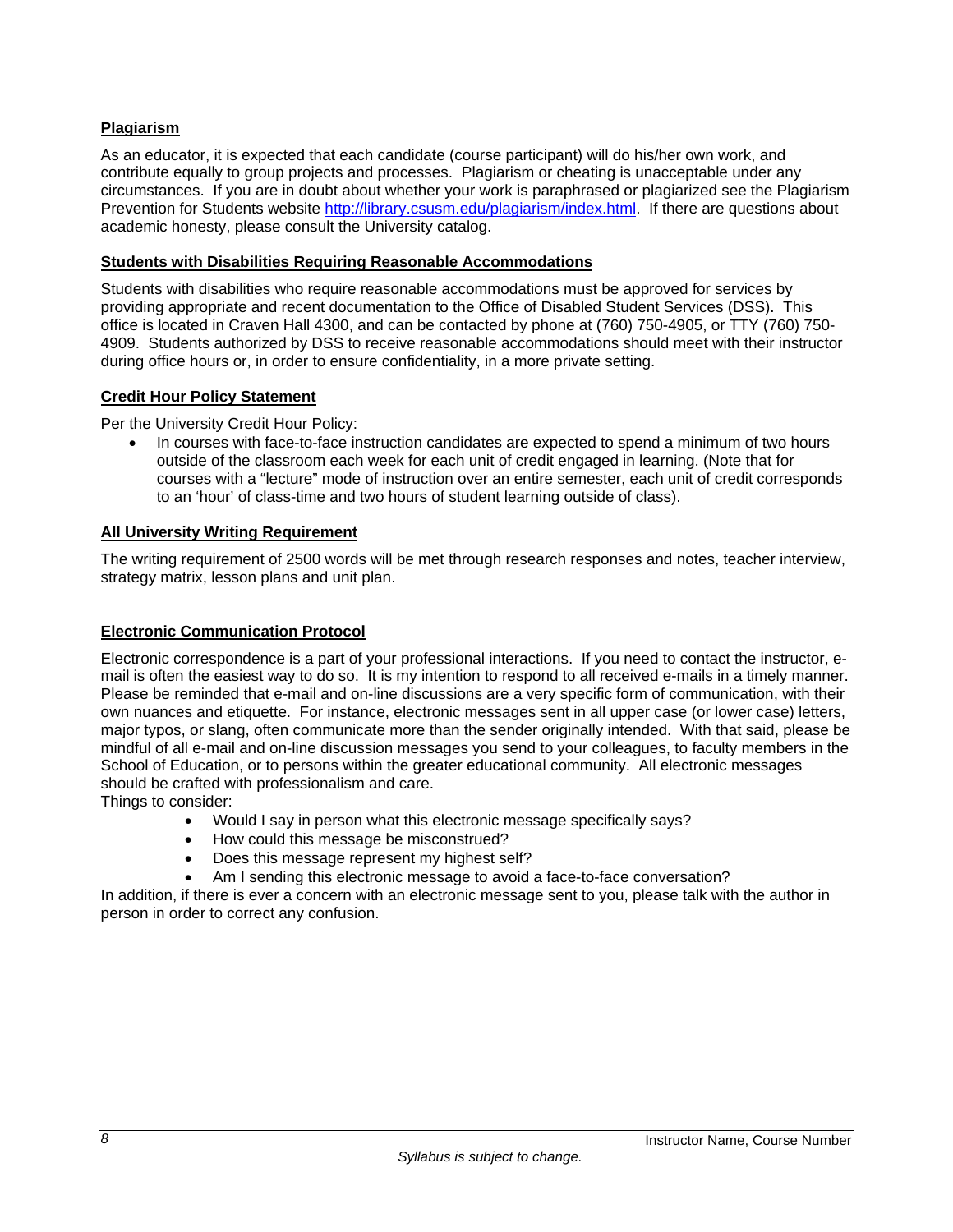### Plagiarism

As an educator, it is expected that each candidate (course participant) will do his/her own work, and contribute equally to group projects and processes. Plagiarism or cheating is unacceptable under any circumstances. If you are in doubt about whether your work is paraphrased or plagiarized see the Plagiarism Prevention for Students website http://library.csusm.edu/plagiarism/index.html. If there are questions about academic honesty, please consult the University catalog.

### Students with Disabilities Requiring Reasonable Accommodations

Students with disabilities who require reasonable accommodations must be approved for services by providing appropriate and recent documentation to the Office of Disabled Student Services (DSS). This office is located in Craven Hall 4300, and can be contacted by phone at (760) 750-4905, or TTY (760) 750-4909. Students authorized by DSS to receive reasonable accommodations should meet with their instructor during office hours or, in order to ensure confidentiality, in a more private setting.

### Credit Hour Policy Statement

Per the University Credit Hour Policy:

- In courses with face-to-face instruction candidates are expected to spend a minimum of two hours outside of the classroom each week for each unit of credit engaged in learning. (Note that for courses with a "lecture" mode of instruction over an entire semester, each unit of credit corresponds to an 'hour' of class-time and two hours of student learning outside of class).

### All University Writing Requirement

The writing requirement of 2500 words will be met through research responses and notes, teacher interview, strategy matrix, lesson plans and unit plan.

### Electronic Communication Protocol

Electronic correspondence is a part of your professional interactions. If you need to contact the instructor, e-mail is often the easiest way to do so. It is my intention to respond to all received e-mails in a timely manner. Please be reminded that e-mail and on-line discussions are a very specific form of communication, with their own nuances and etiquette. For instance, electronic messages sent in all upper case (or lower case) letters, major typos, or slang, often communicate more than the sender originally intended. With that said, please be mindful of all e-mail and on-line discussion messages you send to your colleagues, to faculty members in the School of Education, or to persons within the greater educational community. All electronic messages should be crafted with professionalism and care.

Things to consider:

- Would I say in person what this electronic message specifically says?
- How could this message be misconstrued?
- Does this message represent my highest self?
- Am I sending this electronic message to avoid a face-to-face conversation?

In addition, if there is ever a concern with an electronic message sent to you, please talk with the author in person in order to correct any confusion.